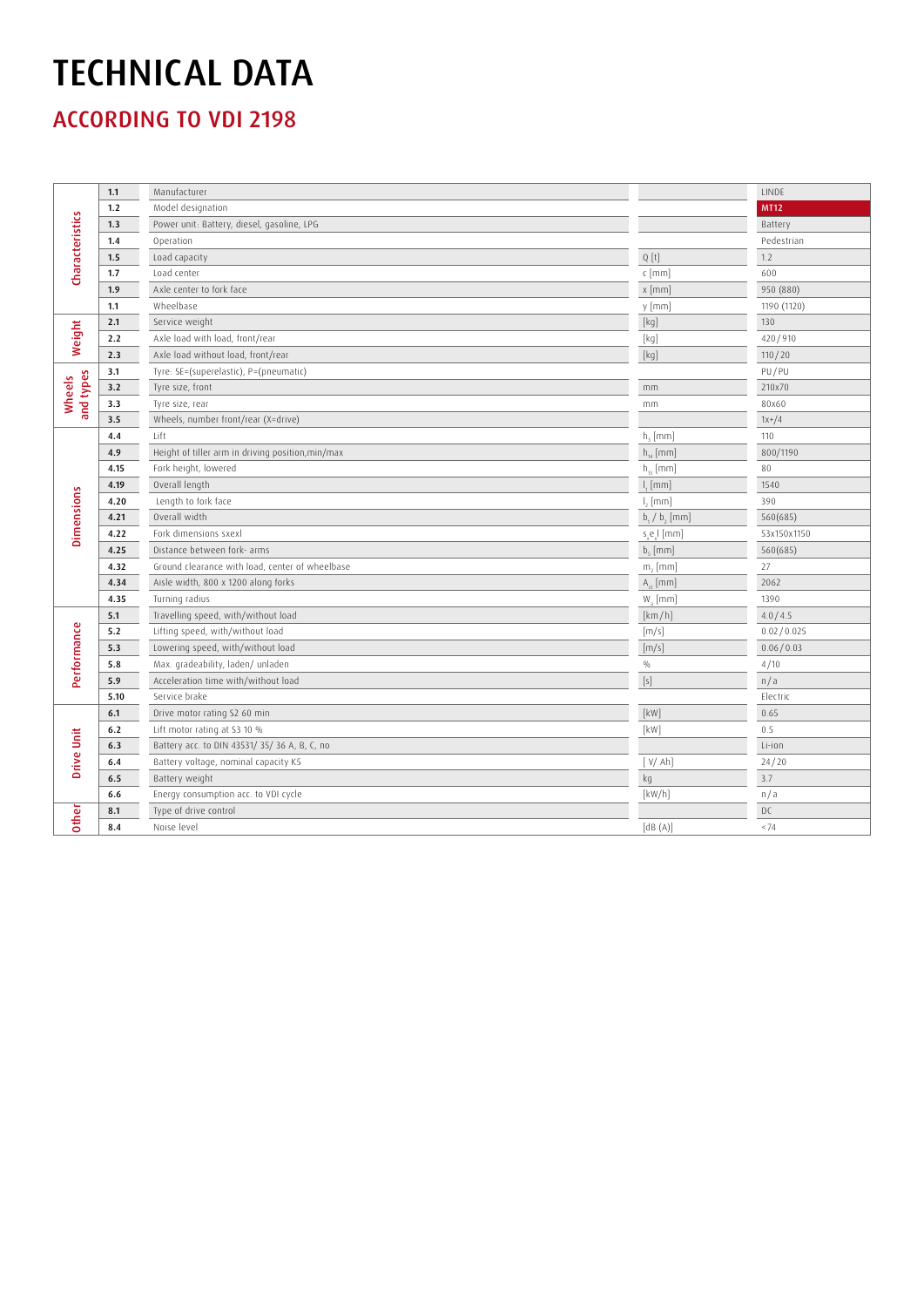# TECHNICAL DATA

## ACCORDING TO VDI 2198

| | | | | |
|---|---|---|---|---|
| Characteristics | 1.1 | Manufacturer | | LINDE |
| | 1.2 | Model designation | | MT12 |
| | 1.3 | Power unit: Battery, diesel, gasoline, LPG | | Battery |
| | 1.4 | Operation | | Pedestrian |
| | 1.5 | Load capacity | Q [t] | 1.2 |
| | 1.7 | Load center | c [mm] | 600 |
| | 1.9 | Axle center to fork face | x [mm] | 950 (880) |
| | 1.1 | Wheelbase | y [mm] | 1190 (1120) |
| Weight | 2.1 | Service weight | [kg] | 130 |
| | 2.2 | Axle load with load, front/rear | [kg] | 420 / 910 |
| | 2.3 | Axle load without load, front/rear | [kg] | 110 / 20 |
| Wheels and types | 3.1 | Tyre: SE=(superelastic), P=(pneumatic) | | PU / PU |
| | 3.2 | Tyre size, front | mm | 210x70 |
| | 3.3 | Tyre size, rear | mm | 80x60 |
| | 3.5 | Wheels, number front/rear (X=drive) | | 1x+/4 |
| Dimensions | 4.4 | Lift | $h_3$ [mm] | 110 |
| | 4.9 | Height of tiller arm in driving position,min/max | $h_{14}$ [mm] | 800/1190 |
| | 4.15 | Fork height, lowered | $h_{13}$ [mm] | 80 |
| | 4.19 | Overall length | $l_1$ [mm] | 1540 |
| | 4.20 | Length to fork face | $l_2$ [mm] | 390 |
| | 4.21 | Overall width | $b_1$ / $b_2$ [mm] | 560(685) |
| | 4.22 | Fork dimensions sxexl | $s_1 e_1 l$ [mm] | 53x150x1150 |
| | 4.25 | Distance between fork- arms | $b_5$ [mm] | 560(685) |
| | 4.32 | Ground clearance with load, center of wheelbase | $m_2$ [mm] | 27 |
| | 4.34 | Aisle width, 800 x 1200 along forks | $A_{st}$ [mm] | 2062 |
| | 4.35 | Turning radius | $W_a$ [mm] | 1390 |
| Performance | 5.1 | Travelling speed, with/without load | [km/h] | 4.0 / 4.5 |
| | 5.2 | Lifting speed, with/without load | [m/s] | 0.02 / 0.025 |
| | 5.3 | Lowering speed, with/without load | [m/s] | 0.06 / 0.03 |
| | 5.8 | Max. gradeability, laden/ unladen | % | 4 / 10 |
| | 5.9 | Acceleration time with/without load | [s] | n / a |
| | 5.10 | Service brake | | Electric |
| Drive Unit | 6.1 | Drive motor rating S2 60 min | [kW] | 0.65 |
| | 6.2 | Lift motor rating at S3 10 % | [kW] | 0.5 |
| | 6.3 | Battery acc. to DIN 43531/ 35/ 36 A, B, C, no | | Li-ion |
| | 6.4 | Battery voltage, nominal capacity K5 | [ V/ Ah] | 24 / 20 |
| | 6.5 | Battery weight | kg | 3.7 |
| | 6.6 | Energy consumption acc. to VDI cycle | [kW/h] | n / a |
| Other | 8.1 | Type of drive control | | DC |
| | 8.4 | Noise level | [dB (A)] | <74 |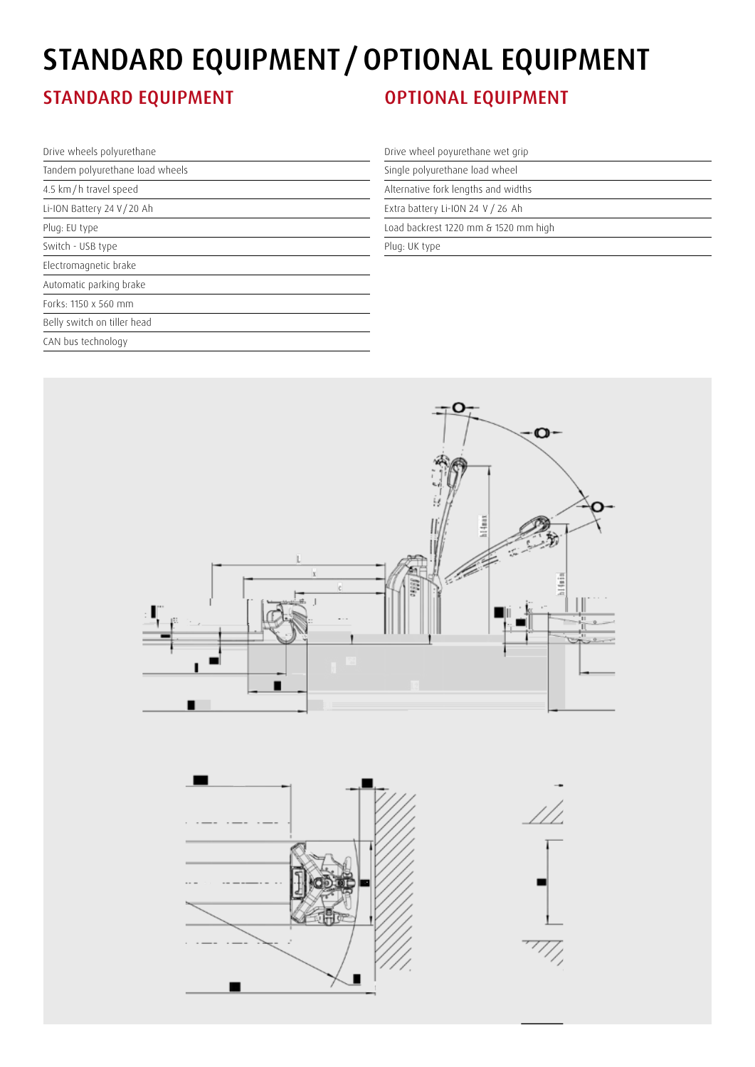# STANDARD EQUIPMENT / OPTIONAL EQUIPMENT

## STANDARD EQUIPMENT

| |
|---|
| Drive wheels polyurethane |
| Tandem polyurethane load wheels |
| 4.5 km/h travel speed |
| Li-ION Battery 24 V/20 Ah |
| Plug: EU type |
| Switch - USB type |
| Electromagnetic brake |
| Automatic parking brake |
| Forks: 1150 x 560 mm |
| Belly switch on tiller head |
| CAN bus technology |

## OPTIONAL EQUIPMENT

| |
|---|
| Drive wheel poyurethane wet grip |
| Single polyurethane load wheel |
| Alternative fork lengths and widths |
| Extra battery Li-ION 24 V / 26 Ah |
| Load backrest 1220 mm & 1520 mm high |
| Plug: UK type |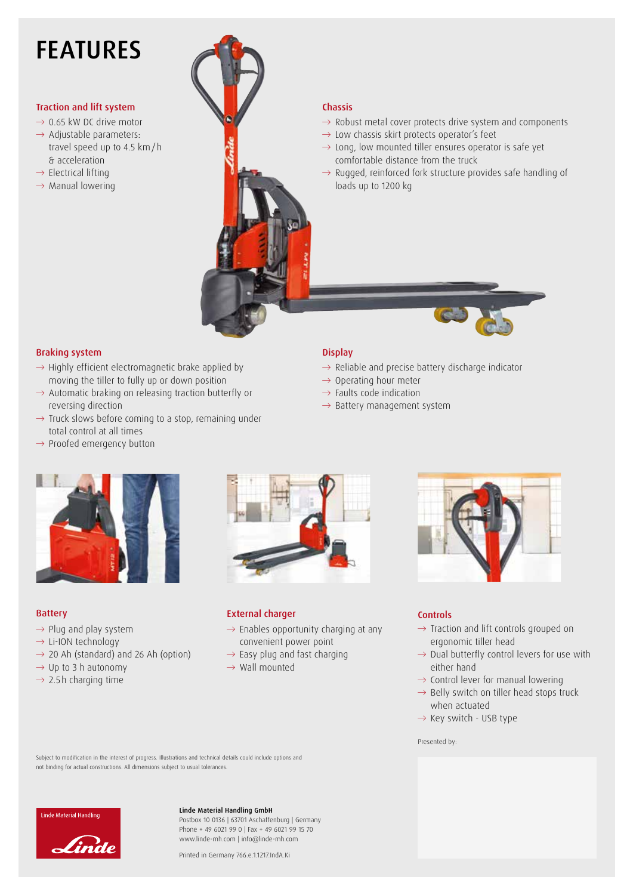# FEATURES

## Traction and lift system

- → 0.65 kW DC drive motor
- → Adjustable parameters: travel speed up to 4.5 km/h & acceleration
- → Electrical lifting
- → Manual lowering

## Chassis

- → Robust metal cover protects drive system and components
- → Low chassis skirt protects operator's feet
- → Long, low mounted tiller ensures operator is safe yet comfortable distance from the truck
- → Rugged, reinforced fork structure provides safe handling of loads up to 1200 kg

## Braking system

- → Highly efficient electromagnetic brake applied by moving the tiller to fully up or down position
- → Automatic braking on releasing traction butterfly or reversing direction
- → Truck slows before coming to a stop, remaining under total control at all times
- → Proofed emergency button

## Display

- → Reliable and precise battery discharge indicator
- → Operating hour meter
- → Faults code indication
- → Battery management system

## Battery

- → Plug and play system
- → Li-ION technology
- → 20 Ah (standard) and 26 Ah (option)
- → Up to 3 h autonomy
- → 2.5 h charging time

## External charger

- → Enables opportunity charging at any convenient power point
- → Easy plug and fast charging
- → Wall mounted

## Controls

- → Traction and lift controls grouped on ergonomic tiller head
- → Dual butterfly control levers for use with either hand
- → Control lever for manual lowering
- → Belly switch on tiller head stops truck when actuated
- → Key switch - USB type

Presented by:

Subject to modification in the interest of progress. Illustrations and technical details could include options and not binding for actual constructions. All dimensions subject to usual tolerances.

Linde Material Handling

**Linde Material Handling GmbH**
Postbox 10 0136 | 63701 Aschaffenburg | Germany
Phone + 49 6021 99 0 | Fax + 49 6021 99 15 70
www.linde-mh.com | info@linde-mh.com

Printed in Germany 766.e.1.1217.IndA.Ki